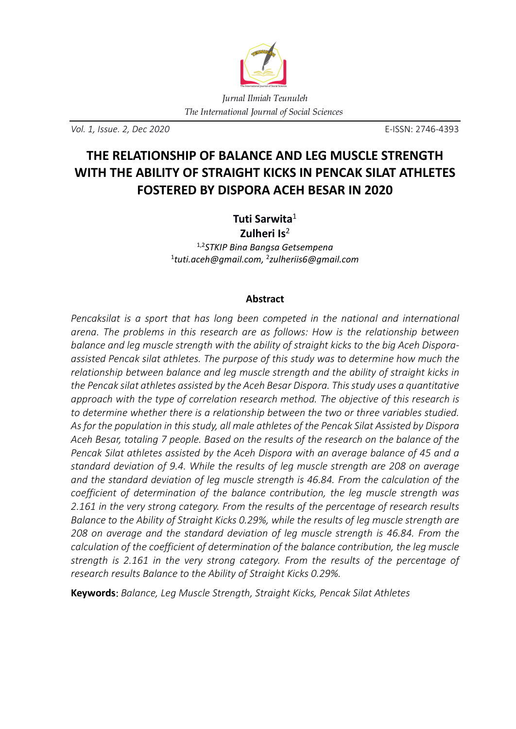Jurnal Ilmiah Teunuleh
The International Journal of Social Sciences

Vol. 1, Issue. 2, Dec 2020 E-ISSN: 2746-4393

# THE RELATIONSHIP OF BALANCE AND LEG MUSCLE STRENGTH WITH THE ABILITY OF STRAIGHT KICKS IN PENCAK SILAT ATHLETES FOSTERED BY DISPORA ACEH BESAR IN 2020

**Tuti Sarwita**[1]
**Zulheri Is**[2]

[1,2]*STKIP Bina Bangsa Getsempena*
[1]*tuti.aceh@gmail.com,* [2]*zulheriis6@gmail.com*

## Abstract

*Pencaksilat is a sport that has long been competed in the national and international arena. The problems in this research are as follows: How is the relationship between balance and leg muscle strength with the ability of straight kicks to the big Aceh Dispora-assisted Pencak silat athletes. The purpose of this study was to determine how much the relationship between balance and leg muscle strength and the ability of straight kicks in the Pencak silat athletes assisted by the Aceh Besar Dispora. This study uses a quantitative approach with the type of correlation research method. The objective of this research is to determine whether there is a relationship between the two or three variables studied. As for the population in this study, all male athletes of the Pencak Silat Assisted by Dispora Aceh Besar, totaling 7 people. Based on the results of the research on the balance of the Pencak Silat athletes assisted by the Aceh Dispora with an average balance of 45 and a standard deviation of 9.4. While the results of leg muscle strength are 208 on average and the standard deviation of leg muscle strength is 46.84. From the calculation of the coefficient of determination of the balance contribution, the leg muscle strength was 2.161 in the very strong category. From the results of the percentage of research results Balance to the Ability of Straight Kicks 0.29%, while the results of leg muscle strength are 208 on average and the standard deviation of leg muscle strength is 46.84. From the calculation of the coefficient of determination of the balance contribution, the leg muscle strength is 2.161 in the very strong category. From the results of the percentage of research results Balance to the Ability of Straight Kicks 0.29%.*

**Keywords**: *Balance, Leg Muscle Strength, Straight Kicks, Pencak Silat Athletes*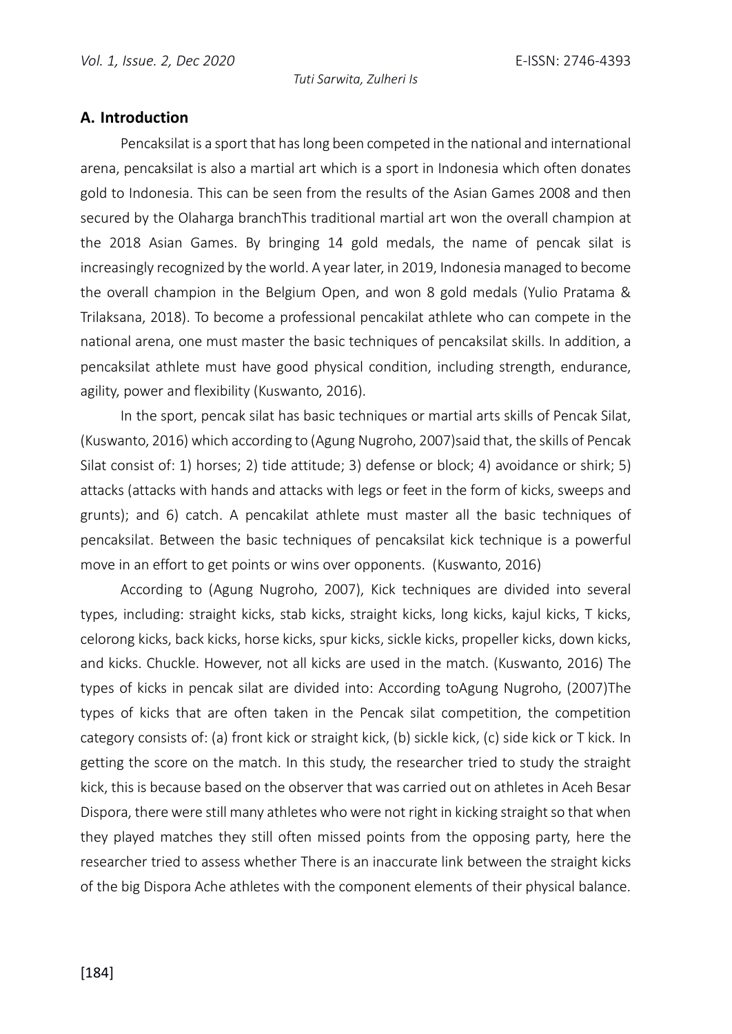## A. Introduction

Pencaksilat is a sport that has long been competed in the national and international arena, pencaksilat is also a martial art which is a sport in Indonesia which often donates gold to Indonesia. This can be seen from the results of the Asian Games 2008 and then secured by the Olaharga branchThis traditional martial art won the overall champion at the 2018 Asian Games. By bringing 14 gold medals, the name of pencak silat is increasingly recognized by the world. A year later, in 2019, Indonesia managed to become the overall champion in the Belgium Open, and won 8 gold medals (Yulio Pratama & Trilaksana, 2018). To become a professional pencakilat athlete who can compete in the national arena, one must master the basic techniques of pencaksilat skills. In addition, a pencaksilat athlete must have good physical condition, including strength, endurance, agility, power and flexibility (Kuswanto, 2016).

In the sport, pencak silat has basic techniques or martial arts skills of Pencak Silat, (Kuswanto, 2016) which according to (Agung Nugroho, 2007)said that, the skills of Pencak Silat consist of: 1) horses; 2) tide attitude; 3) defense or block; 4) avoidance or shirk; 5) attacks (attacks with hands and attacks with legs or feet in the form of kicks, sweeps and grunts); and 6) catch. A pencakilat athlete must master all the basic techniques of pencaksilat. Between the basic techniques of pencaksilat kick technique is a powerful move in an effort to get points or wins over opponents. (Kuswanto, 2016)

According to (Agung Nugroho, 2007), Kick techniques are divided into several types, including: straight kicks, stab kicks, straight kicks, long kicks, kajul kicks, T kicks, celorong kicks, back kicks, horse kicks, spur kicks, sickle kicks, propeller kicks, down kicks, and kicks. Chuckle. However, not all kicks are used in the match. (Kuswanto, 2016) The types of kicks in pencak silat are divided into: According toAgung Nugroho, (2007)The types of kicks that are often taken in the Pencak silat competition, the competition category consists of: (a) front kick or straight kick, (b) sickle kick, (c) side kick or T kick. In getting the score on the match. In this study, the researcher tried to study the straight kick, this is because based on the observer that was carried out on athletes in Aceh Besar Dispora, there were still many athletes who were not right in kicking straight so that when they played matches they still often missed points from the opposing party, here the researcher tried to assess whether There is an inaccurate link between the straight kicks of the big Dispora Ache athletes with the component elements of their physical balance.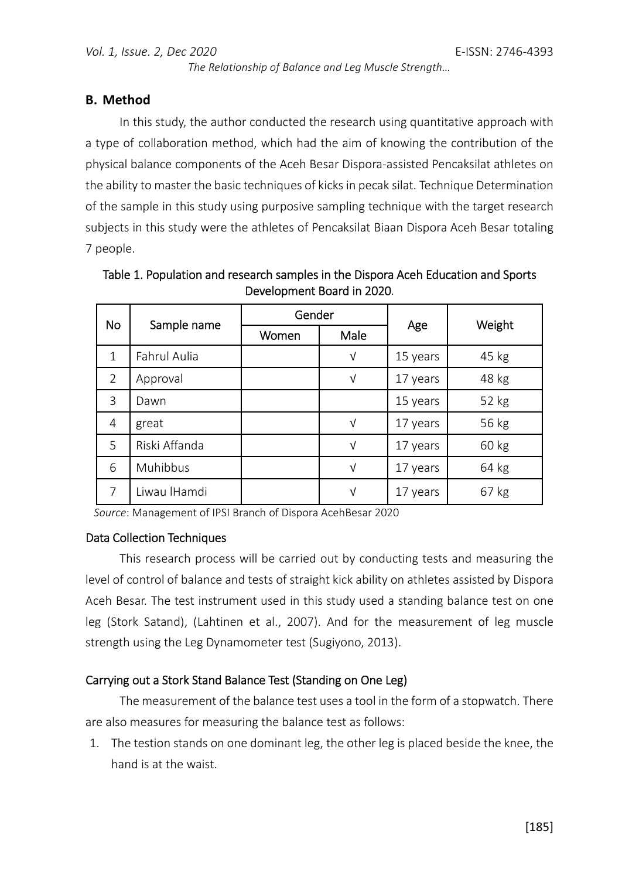## B. Method

In this study, the author conducted the research using quantitative approach with a type of collaboration method, which had the aim of knowing the contribution of the physical balance components of the Aceh Besar Dispora-assisted Pencaksilat athletes on the ability to master the basic techniques of kicks in pecak silat. Technique Determination of the sample in this study using purposive sampling technique with the target research subjects in this study were the athletes of Pencaksilat Biaan Dispora Aceh Besar totaling 7 people.

Table 1. Population and research samples in the Dispora Aceh Education and Sports Development Board in 2020.

| No | Sample name | Gender | | Age | Weight |
|---|---|---|---|---|---|
| | | Women | Male | | |
| 1 | Fahrul Aulia | | √ | 15 years | 45 kg |
| 2 | Approval | | √ | 17 years | 48 kg |
| 3 | Dawn | | | 15 years | 52 kg |
| 4 | great | | √ | 17 years | 56 kg |
| 5 | Riski Affanda | | √ | 17 years | 60 kg |
| 6 | Muhibbus | | √ | 17 years | 64 kg |
| 7 | Liwau lHamdi | | √ | 17 years | 67 kg |

*Source*: Management of IPSI Branch of Dispora AcehBesar 2020

### Data Collection Techniques

This research process will be carried out by conducting tests and measuring the level of control of balance and tests of straight kick ability on athletes assisted by Dispora Aceh Besar. The test instrument used in this study used a standing balance test on one leg (Stork Satand), (Lahtinen et al., 2007). And for the measurement of leg muscle strength using the Leg Dynamometer test (Sugiyono, 2013).

### Carrying out a Stork Stand Balance Test (Standing on One Leg)

The measurement of the balance test uses a tool in the form of a stopwatch. There are also measures for measuring the balance test as follows:

1. The testion stands on one dominant leg, the other leg is placed beside the knee, the hand is at the waist.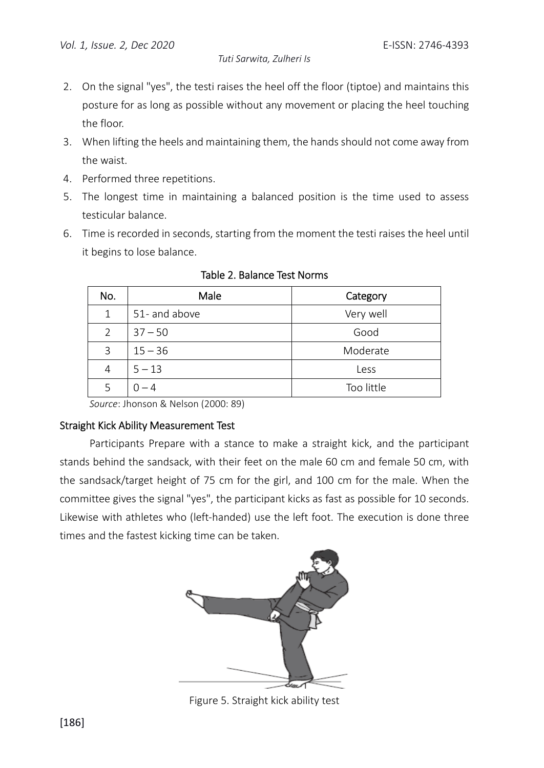2. On the signal "yes", the testi raises the heel off the floor (tiptoe) and maintains this posture for as long as possible without any movement or placing the heel touching the floor.
3. When lifting the heels and maintaining them, the hands should not come away from the waist.
4. Performed three repetitions.
5. The longest time in maintaining a balanced position is the time used to assess testicular balance.
6. Time is recorded in seconds, starting from the moment the testi raises the heel until it begins to lose balance.

Table 2. Balance Test Norms

| No. | Male | Category |
|---|---|---|
| 1 | 51- and above | Very well |
| 2 | 37 – 50 | Good |
| 3 | 15 – 36 | Moderate |
| 4 | 5 – 13 | Less |
| 5 | 0 – 4 | Too little |

*Source*: Jhonson & Nelson (2000: 89)

### Straight Kick Ability Measurement Test

Participants Prepare with a stance to make a straight kick, and the participant stands behind the sandsack, with their feet on the male 60 cm and female 50 cm, with the sandsack/target height of 75 cm for the girl, and 100 cm for the male. When the committee gives the signal "yes", the participant kicks as fast as possible for 10 seconds. Likewise with athletes who (left-handed) use the left foot. The execution is done three times and the fastest kicking time can be taken.

Figure 5. Straight kick ability test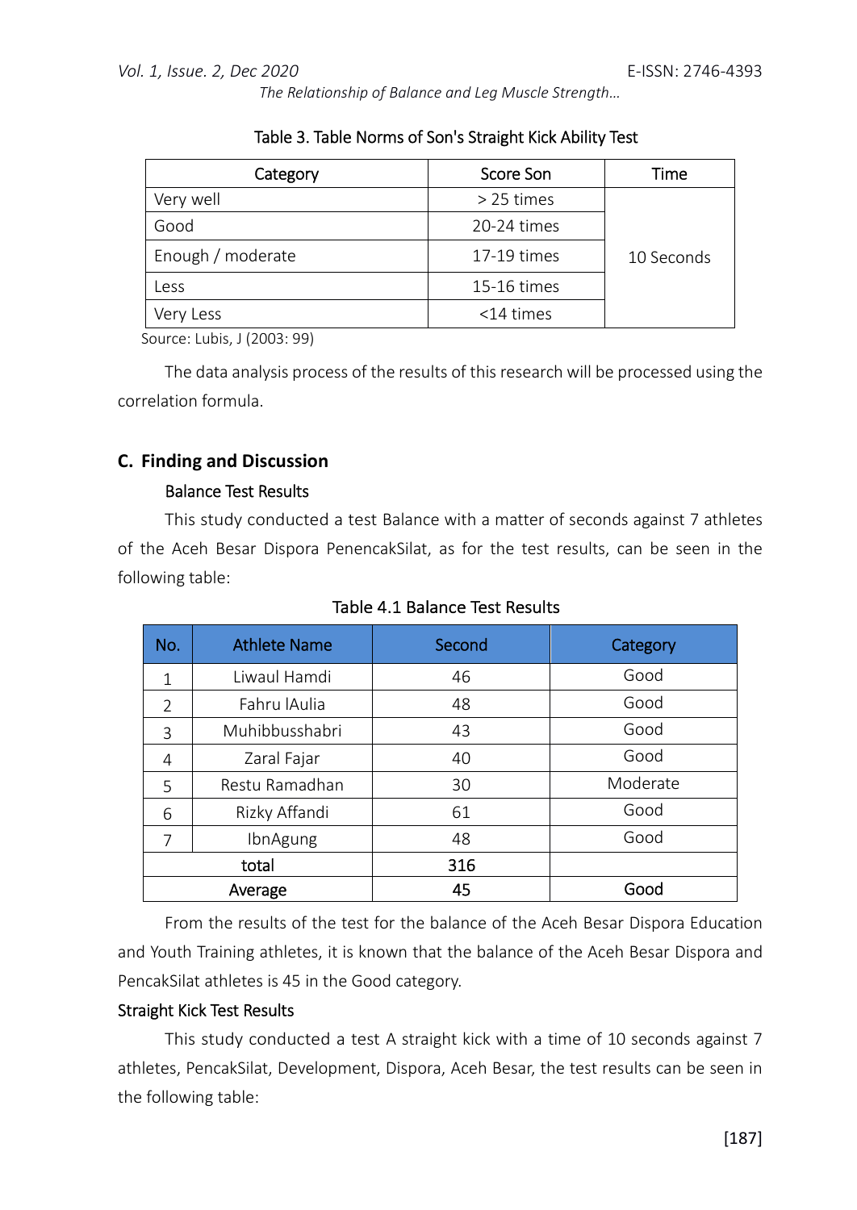Table 3. Table Norms of Son's Straight Kick Ability Test

| Category | Score Son | Time |
|---|---|---|
| Very well | > 25 times | 10 Seconds |
| Good | 20-24 times | |
| Enough / moderate | 17-19 times | |
| Less | 15-16 times | |
| Very Less | <14 times | |

Source: Lubis, J (2003: 99)

The data analysis process of the results of this research will be processed using the correlation formula.

## C. Finding and Discussion

### Balance Test Results

This study conducted a test Balance with a matter of seconds against 7 athletes of the Aceh Besar Dispora PenencakSilat, as for the test results, can be seen in the following table:

Table 4.1 Balance Test Results

| No. | Athlete Name | Second | Category |
|---|---|---|---|
| 1 | Liwaul Hamdi | 46 | Good |
| 2 | Fahru lAulia | 48 | Good |
| 3 | Muhibbusshabri | 43 | Good |
| 4 | Zaral Fajar | 40 | Good |
| 5 | Restu Ramadhan | 30 | Moderate |
| 6 | Rizky Affandi | 61 | Good |
| 7 | IbnAgung | 48 | Good |
| total | | 316 | |
| Average | | 45 | Good |

From the results of the test for the balance of the Aceh Besar Dispora Education and Youth Training athletes, it is known that the balance of the Aceh Besar Dispora and PencakSilat athletes is 45 in the Good category.

### Straight Kick Test Results

This study conducted a test A straight kick with a time of 10 seconds against 7 athletes, PencakSilat, Development, Dispora, Aceh Besar, the test results can be seen in the following table: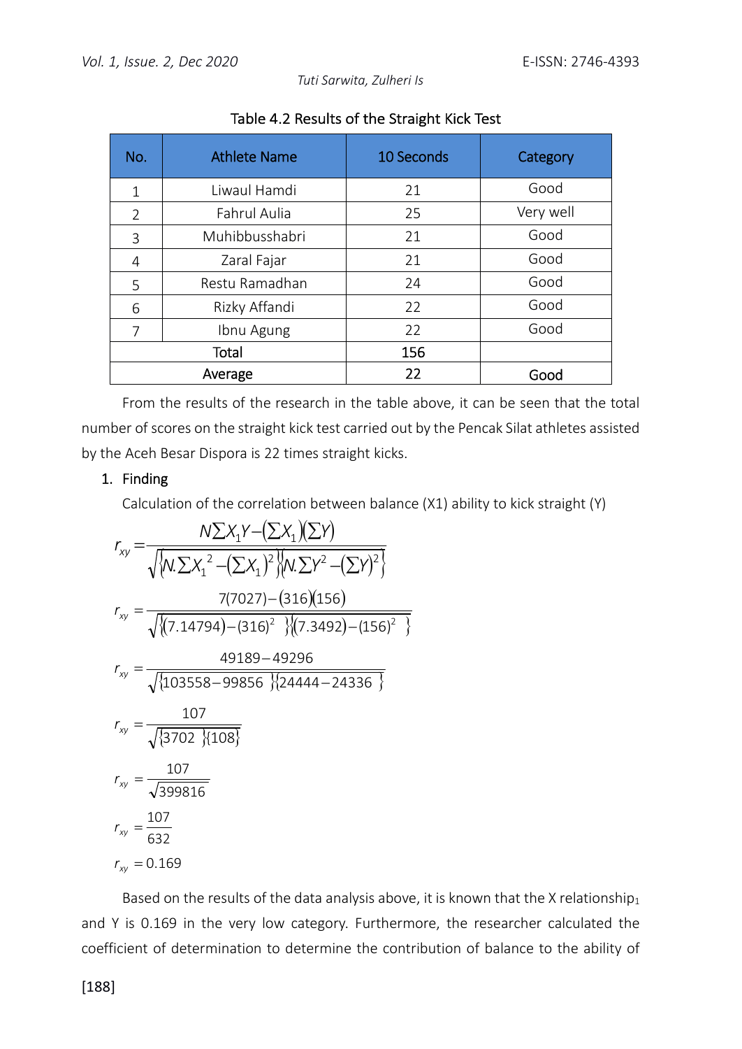Table 4.2 Results of the Straight Kick Test

| No. | Athlete Name | 10 Seconds | Category |
|---|---|---|---|
| 1 | Liwaul Hamdi | 21 | Good |
| 2 | Fahrul Aulia | 25 | Very well |
| 3 | Muhibbusshabri | 21 | Good |
| 4 | Zaral Fajar | 21 | Good |
| 5 | Restu Ramadhan | 24 | Good |
| 6 | Rizky Affandi | 22 | Good |
| 7 | Ibnu Agung | 22 | Good |
| Total | | 156 | |
| Average | | 22 | Good |

From the results of the research in the table above, it can be seen that the total number of scores on the straight kick test carried out by the Pencak Silat athletes assisted by the Aceh Besar Dispora is 22 times straight kicks.

1. Finding

Calculation of the correlation between balance (X1) ability to kick straight (Y)

$$r_{xy} = \frac{N\sum X_1 Y - (\sum X_1)(\sum Y)}{\sqrt{\{N.\sum X_1{}^2 - (\sum X_1)^2\}\{N.\sum Y^2 - (\sum Y)^2\}}}$$

$$r_{xy} = \frac{7(7027) - (316)(156)}{\sqrt{\{(7.14794) - (316)^2\}\{(7.3492) - (156)^2\}}}$$

$$r_{xy} = \frac{49189 - 49296}{\sqrt{\{103558 - 99856\}\{24444 - 24336\}}}$$

$$r_{xy} = \frac{107}{\sqrt{\{3702\}\{108\}}}$$

$$r_{xy} = \frac{107}{\sqrt{399816}}$$

$$r_{xy} = \frac{107}{632}$$

$$r_{xy} = 0.169$$

Based on the results of the data analysis above, it is known that the X relationship$_1$ and Y is 0.169 in the very low category. Furthermore, the researcher calculated the coefficient of determination to determine the contribution of balance to the ability of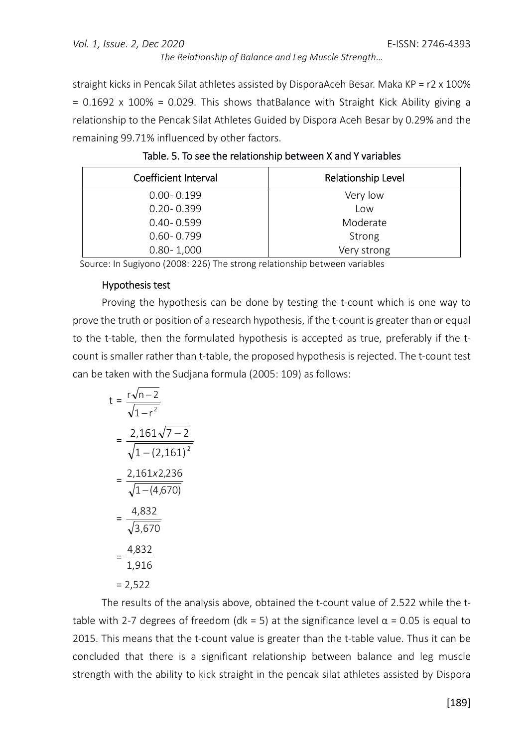straight kicks in Pencak Silat athletes assisted by DisporaAceh Besar. Maka KP = r2 x 100% = 0.1692 x 100% = 0.029. This shows thatBalance with Straight Kick Ability giving a relationship to the Pencak Silat Athletes Guided by Dispora Aceh Besar by 0.29% and the remaining 99.71% influenced by other factors.

Table. 5. To see the relationship between X and Y variables

| Coefficient Interval | Relationship Level |
|---|---|
| 0.00- 0.199 | Very low |
| 0.20- 0.399 | Low |
| 0.40- 0.599 | Moderate |
| 0.60- 0.799 | Strong |
| 0.80- 1,000 | Very strong |

Source: In Sugiyono (2008: 226) The strong relationship between variables

### Hypothesis test

Proving the hypothesis can be done by testing the t-count which is one way to prove the truth or position of a research hypothesis, if the t-count is greater than or equal to the t-table, then the formulated hypothesis is accepted as true, preferably if the t-count is smaller rather than t-table, the proposed hypothesis is rejected. The t-count test can be taken with the Sudjana formula (2005: 109) as follows:

$$t = \frac{r\sqrt{n-2}}{\sqrt{1-r^2}}$$

$$= \frac{2{,}161\sqrt{7-2}}{\sqrt{1-(2{,}161)^2}}$$

$$= \frac{2{,}161x2{,}236}{\sqrt{1-(4{,}670)}}$$

$$= \frac{4{,}832}{\sqrt{3{,}670}}$$

$$= \frac{4{,}832}{1{,}916}$$

$$= 2{,}522$$

The results of the analysis above, obtained the t-count value of 2.522 while the t-table with 2-7 degrees of freedom (dk = 5) at the significance level α = 0.05 is equal to 2015. This means that the t-count value is greater than the t-table value. Thus it can be concluded that there is a significant relationship between balance and leg muscle strength with the ability to kick straight in the pencak silat athletes assisted by Dispora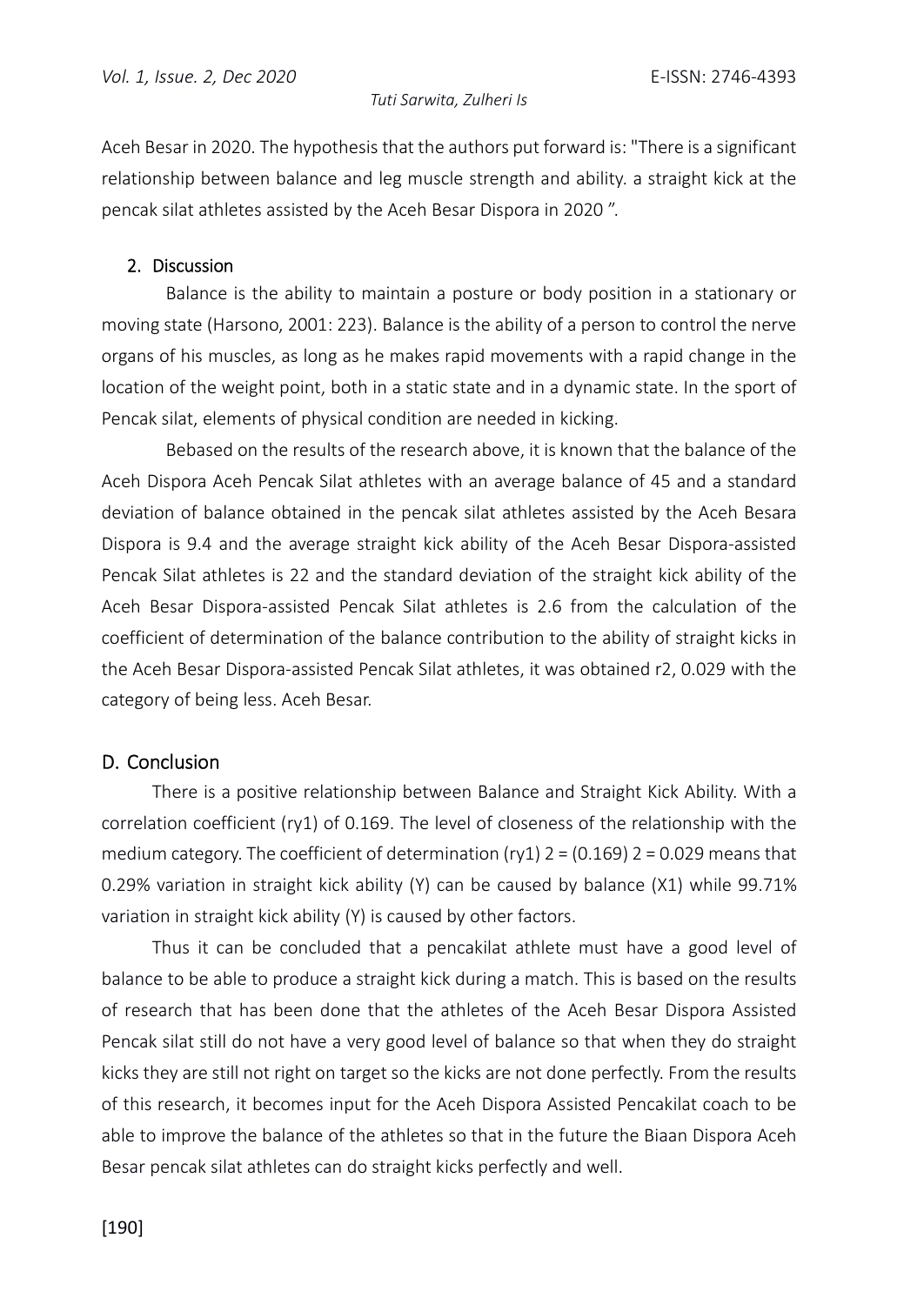Aceh Besar in 2020. The hypothesis that the authors put forward is: "There is a significant relationship between balance and leg muscle strength and ability. a straight kick at the pencak silat athletes assisted by the Aceh Besar Dispora in 2020 ".

### 2. Discussion

Balance is the ability to maintain a posture or body position in a stationary or moving state (Harsono, 2001: 223). Balance is the ability of a person to control the nerve organs of his muscles, as long as he makes rapid movements with a rapid change in the location of the weight point, both in a static state and in a dynamic state. In the sport of Pencak silat, elements of physical condition are needed in kicking.

Bebased on the results of the research above, it is known that the balance of the Aceh Dispora Aceh Pencak Silat athletes with an average balance of 45 and a standard deviation of balance obtained in the pencak silat athletes assisted by the Aceh Besara Dispora is 9.4 and the average straight kick ability of the Aceh Besar Dispora-assisted Pencak Silat athletes is 22 and the standard deviation of the straight kick ability of the Aceh Besar Dispora-assisted Pencak Silat athletes is 2.6 from the calculation of the coefficient of determination of the balance contribution to the ability of straight kicks in the Aceh Besar Dispora-assisted Pencak Silat athletes, it was obtained r2, 0.029 with the category of being less. Aceh Besar.

## D. Conclusion

There is a positive relationship between Balance and Straight Kick Ability. With a correlation coefficient ($r_{y1}$) of 0.169. The level of closeness of the relationship with the medium category. The coefficient of determination $(r_{y1})^2 = (0.169)^2 = 0.029$ means that 0.29% variation in straight kick ability (Y) can be caused by balance (X1) while 99.71% variation in straight kick ability (Y) is caused by other factors.

Thus it can be concluded that a pencakilat athlete must have a good level of balance to be able to produce a straight kick during a match. This is based on the results of research that has been done that the athletes of the Aceh Besar Dispora Assisted Pencak silat still do not have a very good level of balance so that when they do straight kicks they are still not right on target so the kicks are not done perfectly. From the results of this research, it becomes input for the Aceh Dispora Assisted Pencakilat coach to be able to improve the balance of the athletes so that in the future the Biaan Dispora Aceh Besar pencak silat athletes can do straight kicks perfectly and well.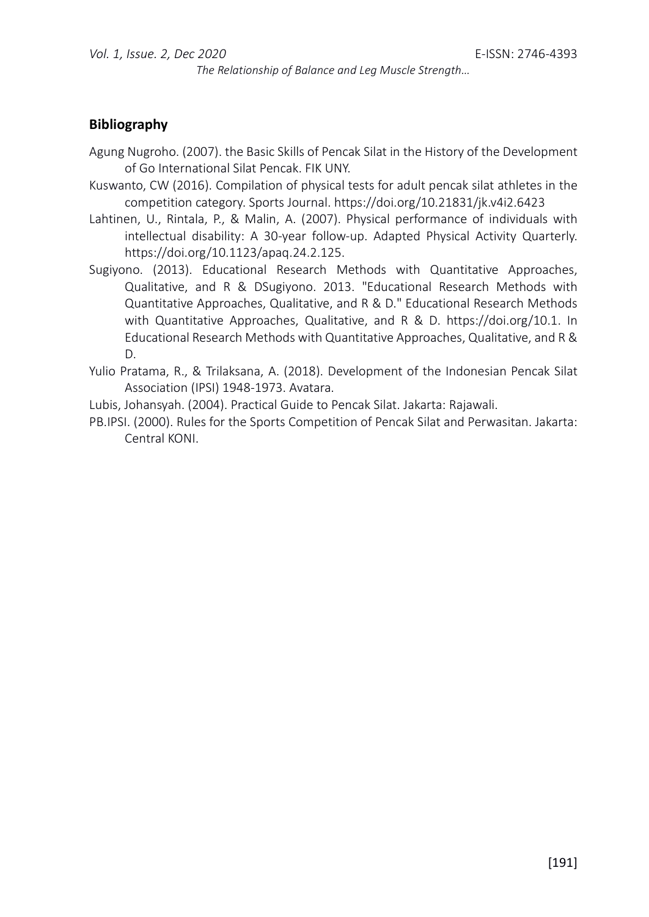## Bibliography

Agung Nugroho. (2007). the Basic Skills of Pencak Silat in the History of the Development of Go International Silat Pencak. FIK UNY.

Kuswanto, CW (2016). Compilation of physical tests for adult pencak silat athletes in the competition category. Sports Journal. https://doi.org/10.21831/jk.v4i2.6423

Lahtinen, U., Rintala, P., & Malin, A. (2007). Physical performance of individuals with intellectual disability: A 30-year follow-up. Adapted Physical Activity Quarterly. https://doi.org/10.1123/apaq.24.2.125.

Sugiyono. (2013). Educational Research Methods with Quantitative Approaches, Qualitative, and R & DSugiyono. 2013. "Educational Research Methods with Quantitative Approaches, Qualitative, and R & D." Educational Research Methods with Quantitative Approaches, Qualitative, and R & D. https://doi.org/10.1. In Educational Research Methods with Quantitative Approaches, Qualitative, and R & D.

Yulio Pratama, R., & Trilaksana, A. (2018). Development of the Indonesian Pencak Silat Association (IPSI) 1948-1973. Avatara.

Lubis, Johansyah. (2004). Practical Guide to Pencak Silat. Jakarta: Rajawali.

PB.IPSI. (2000). Rules for the Sports Competition of Pencak Silat and Perwasitan. Jakarta: Central KONI.